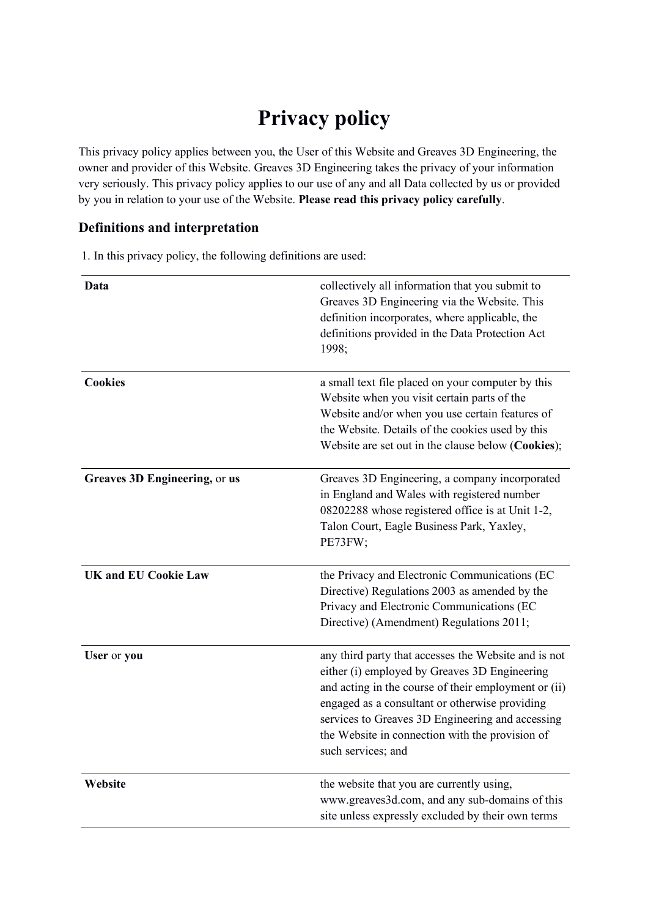# Privacy policy

This privacy policy applies between you, the User of this Website and Greaves 3D Engineering, the owner and provider of this Website. Greaves 3D Engineering takes the privacy of your information very seriously. This privacy policy applies to our use of any and all Data collected by us or provided by you in relation to your use of the Website. **Please read this privacy policy carefully**.

## Definitions and interpretation

1. In this privacy policy, the following definitions are used:

| | |
|---|---|
| **Data** | collectively all information that you submit to Greaves 3D Engineering via the Website. This definition incorporates, where applicable, the definitions provided in the Data Protection Act 1998; |
| **Cookies** | a small text file placed on your computer by this Website when you visit certain parts of the Website and/or when you use certain features of the Website. Details of the cookies used by this Website are set out in the clause below (**Cookies**); |
| **Greaves 3D Engineering,** or **us** | Greaves 3D Engineering, a company incorporated in England and Wales with registered number 08202288 whose registered office is at Unit 1-2, Talon Court, Eagle Business Park, Yaxley, PE73FW; |
| **UK and EU Cookie Law** | the Privacy and Electronic Communications (EC Directive) Regulations 2003 as amended by the Privacy and Electronic Communications (EC Directive) (Amendment) Regulations 2011; |
| **User** or **you** | any third party that accesses the Website and is not either (i) employed by Greaves 3D Engineering and acting in the course of their employment or (ii) engaged as a consultant or otherwise providing services to Greaves 3D Engineering and accessing the Website in connection with the provision of such services; and |
| **Website** | the website that you are currently using, www.greaves3d.com, and any sub-domains of this site unless expressly excluded by their own terms |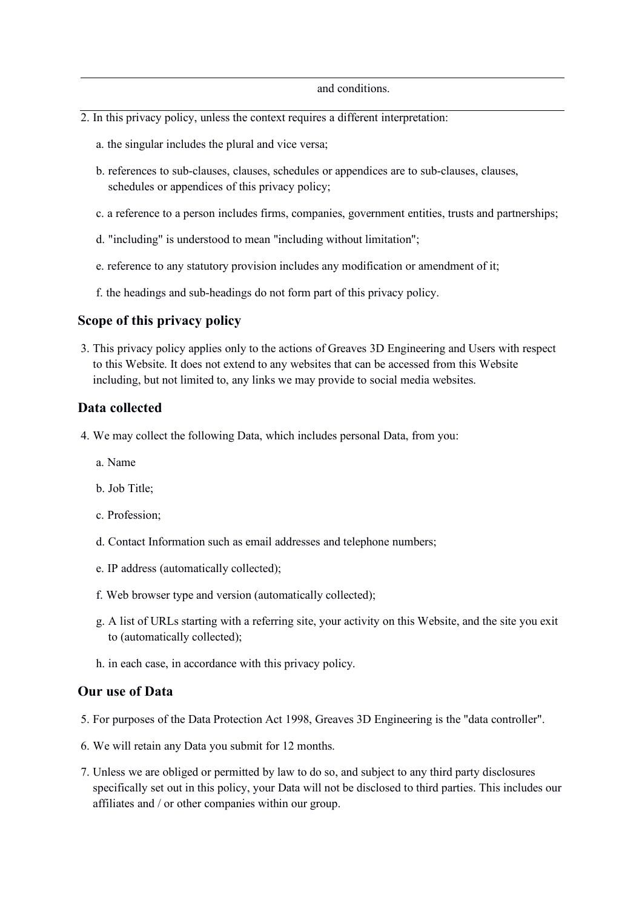| | and conditions. |
|---|---|

2. In this privacy policy, unless the context requires a different interpretation:
    a. the singular includes the plural and vice versa;
    b. references to sub-clauses, clauses, schedules or appendices are to sub-clauses, clauses, schedules or appendices of this privacy policy;
    c. a reference to a person includes firms, companies, government entities, trusts and partnerships;
    d. "including" is understood to mean "including without limitation";
    e. reference to any statutory provision includes any modification or amendment of it;
    f. the headings and sub-headings do not form part of this privacy policy.

### Scope of this privacy policy

3. This privacy policy applies only to the actions of Greaves 3D Engineering and Users with respect to this Website. It does not extend to any websites that can be accessed from this Website including, but not limited to, any links we may provide to social media websites.

### Data collected

4. We may collect the following Data, which includes personal Data, from you:
    a. Name
    b. Job Title;
    c. Profession;
    d. Contact Information such as email addresses and telephone numbers;
    e. IP address (automatically collected);
    f. Web browser type and version (automatically collected);
    g. A list of URLs starting with a referring site, your activity on this Website, and the site you exit to (automatically collected);
    h. in each case, in accordance with this privacy policy.

### Our use of Data

5. For purposes of the Data Protection Act 1998, Greaves 3D Engineering is the "data controller".
6. We will retain any Data you submit for 12 months.
7. Unless we are obliged or permitted by law to do so, and subject to any third party disclosures specifically set out in this policy, your Data will not be disclosed to third parties. This includes our affiliates and / or other companies within our group.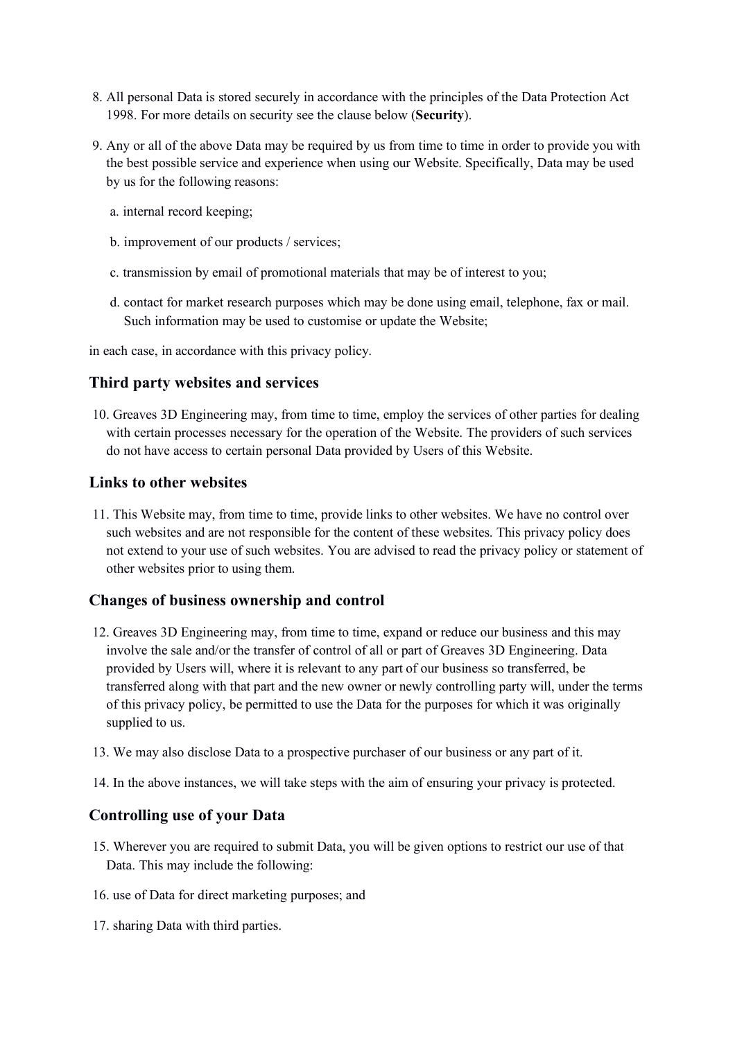8. All personal Data is stored securely in accordance with the principles of the Data Protection Act 1998. For more details on security see the clause below (**Security**).

9. Any or all of the above Data may be required by us from time to time in order to provide you with the best possible service and experience when using our Website. Specifically, Data may be used by us for the following reasons:

   a. internal record keeping;

   b. improvement of our products / services;

   c. transmission by email of promotional materials that may be of interest to you;

   d. contact for market research purposes which may be done using email, telephone, fax or mail. Such information may be used to customise or update the Website;

in each case, in accordance with this privacy policy.

## Third party websites and services

10. Greaves 3D Engineering may, from time to time, employ the services of other parties for dealing with certain processes necessary for the operation of the Website. The providers of such services do not have access to certain personal Data provided by Users of this Website.

## Links to other websites

11. This Website may, from time to time, provide links to other websites. We have no control over such websites and are not responsible for the content of these websites. This privacy policy does not extend to your use of such websites. You are advised to read the privacy policy or statement of other websites prior to using them.

## Changes of business ownership and control

12. Greaves 3D Engineering may, from time to time, expand or reduce our business and this may involve the sale and/or the transfer of control of all or part of Greaves 3D Engineering. Data provided by Users will, where it is relevant to any part of our business so transferred, be transferred along with that part and the new owner or newly controlling party will, under the terms of this privacy policy, be permitted to use the Data for the purposes for which it was originally supplied to us.

13. We may also disclose Data to a prospective purchaser of our business or any part of it.

14. In the above instances, we will take steps with the aim of ensuring your privacy is protected.

## Controlling use of your Data

15. Wherever you are required to submit Data, you will be given options to restrict our use of that Data. This may include the following:

16. use of Data for direct marketing purposes; and

17. sharing Data with third parties.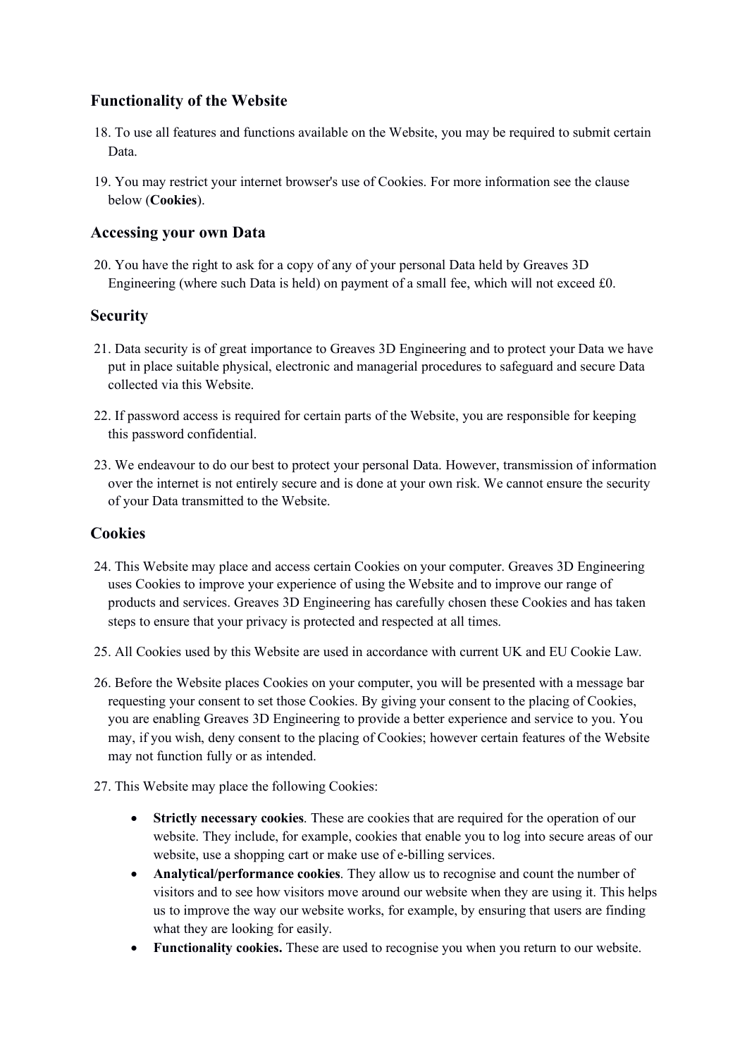## Functionality of the Website

18. To use all features and functions available on the Website, you may be required to submit certain Data.

19. You may restrict your internet browser's use of Cookies. For more information see the clause below (**Cookies**).

## Accessing your own Data

20. You have the right to ask for a copy of any of your personal Data held by Greaves 3D Engineering (where such Data is held) on payment of a small fee, which will not exceed £0.

## Security

21. Data security is of great importance to Greaves 3D Engineering and to protect your Data we have put in place suitable physical, electronic and managerial procedures to safeguard and secure Data collected via this Website.

22. If password access is required for certain parts of the Website, you are responsible for keeping this password confidential.

23. We endeavour to do our best to protect your personal Data. However, transmission of information over the internet is not entirely secure and is done at your own risk. We cannot ensure the security of your Data transmitted to the Website.

## Cookies

24. This Website may place and access certain Cookies on your computer. Greaves 3D Engineering uses Cookies to improve your experience of using the Website and to improve our range of products and services. Greaves 3D Engineering has carefully chosen these Cookies and has taken steps to ensure that your privacy is protected and respected at all times.

25. All Cookies used by this Website are used in accordance with current UK and EU Cookie Law.

26. Before the Website places Cookies on your computer, you will be presented with a message bar requesting your consent to set those Cookies. By giving your consent to the placing of Cookies, you are enabling Greaves 3D Engineering to provide a better experience and service to you. You may, if you wish, deny consent to the placing of Cookies; however certain features of the Website may not function fully or as intended.

27. This Website may place the following Cookies:

    - **Strictly necessary cookies**. These are cookies that are required for the operation of our website. They include, for example, cookies that enable you to log into secure areas of our website, use a shopping cart or make use of e-billing services.
    - **Analytical/performance cookies**. They allow us to recognise and count the number of visitors and to see how visitors move around our website when they are using it. This helps us to improve the way our website works, for example, by ensuring that users are finding what they are looking for easily.
    - **Functionality cookies.** These are used to recognise you when you return to our website.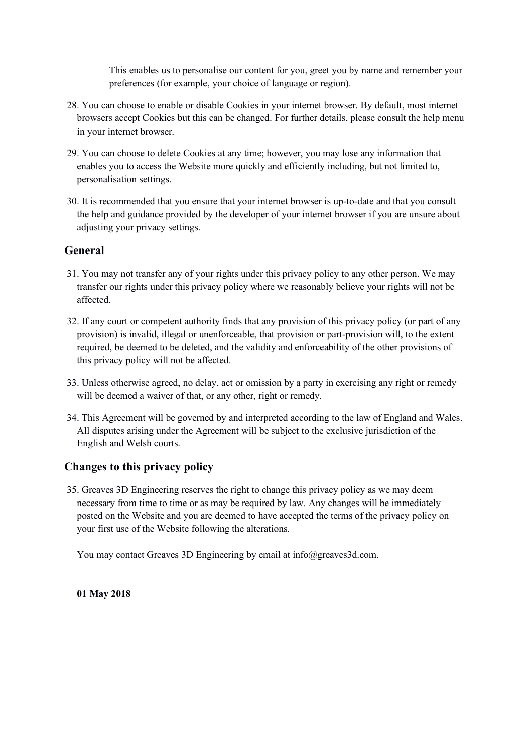This enables us to personalise our content for you, greet you by name and remember your preferences (for example, your choice of language or region).

28. You can choose to enable or disable Cookies in your internet browser. By default, most internet browsers accept Cookies but this can be changed. For further details, please consult the help menu in your internet browser.

29. You can choose to delete Cookies at any time; however, you may lose any information that enables you to access the Website more quickly and efficiently including, but not limited to, personalisation settings.

30. It is recommended that you ensure that your internet browser is up-to-date and that you consult the help and guidance provided by the developer of your internet browser if you are unsure about adjusting your privacy settings.

## General

31. You may not transfer any of your rights under this privacy policy to any other person. We may transfer our rights under this privacy policy where we reasonably believe your rights will not be affected.

32. If any court or competent authority finds that any provision of this privacy policy (or part of any provision) is invalid, illegal or unenforceable, that provision or part-provision will, to the extent required, be deemed to be deleted, and the validity and enforceability of the other provisions of this privacy policy will not be affected.

33. Unless otherwise agreed, no delay, act or omission by a party in exercising any right or remedy will be deemed a waiver of that, or any other, right or remedy.

34. This Agreement will be governed by and interpreted according to the law of England and Wales. All disputes arising under the Agreement will be subject to the exclusive jurisdiction of the English and Welsh courts.

## Changes to this privacy policy

35. Greaves 3D Engineering reserves the right to change this privacy policy as we may deem necessary from time to time or as may be required by law. Any changes will be immediately posted on the Website and you are deemed to have accepted the terms of the privacy policy on your first use of the Website following the alterations.

You may contact Greaves 3D Engineering by email at info@greaves3d.com.

**01 May 2018**